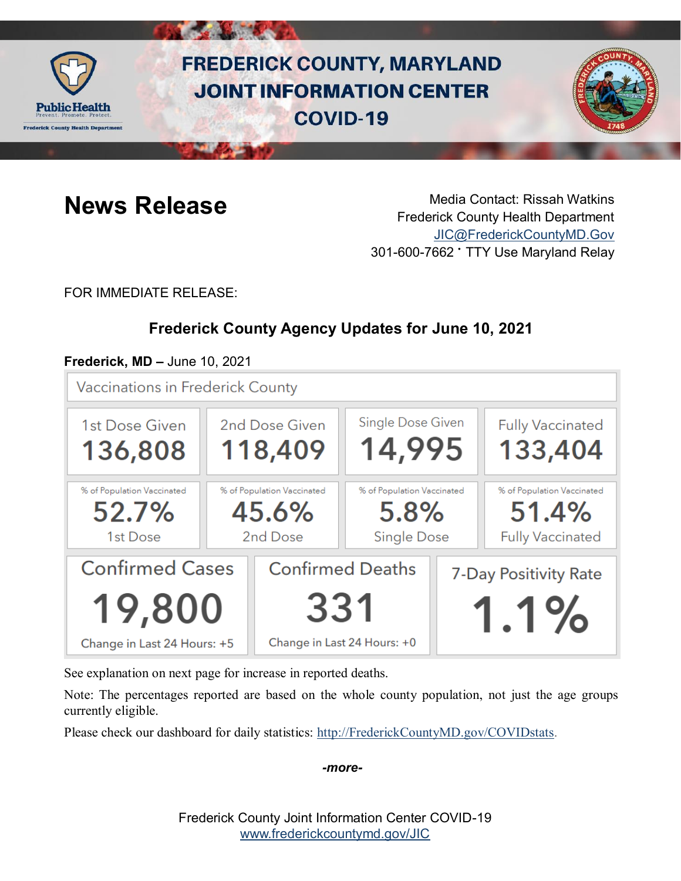# FREDERICK COUNTY, MARYLAND JOINT INFORMATION CENTER COVID-19

Public Health
Prevent. Promote. Protect.
Frederick County Health Department

## News Release

Media Contact: Rissah Watkins
Frederick County Health Department
JIC@FrederickCountyMD.Gov
301-600-7662 · TTY Use Maryland Relay

FOR IMMEDIATE RELEASE:

### Frederick County Agency Updates for June 10, 2021

**Frederick, MD –** June 10, 2021

**Vaccinations in Frederick County**

| 1st Dose Given | 2nd Dose Given | Single Dose Given | Fully Vaccinated |
|---|---|---|---|
| 136,808 | 118,409 | 14,995 | 133,404 |
| % of Population Vaccinated 52.7% 1st Dose | % of Population Vaccinated 45.6% 2nd Dose | % of Population Vaccinated 5.8% Single Dose | % of Population Vaccinated 51.4% Fully Vaccinated |

| Confirmed Cases | Confirmed Deaths | 7-Day Positivity Rate |
|---|---|---|
| 19,800 | 331 | 1.1% |
| Change in Last 24 Hours: +5 | Change in Last 24 Hours: +0 | |

See explanation on next page for increase in reported deaths.

Note: The percentages reported are based on the whole county population, not just the age groups currently eligible.

Please check our dashboard for daily statistics: http://FrederickCountyMD.gov/COVIDstats.

*-more-*

Frederick County Joint Information Center COVID-19
www.frederickcountymd.gov/JIC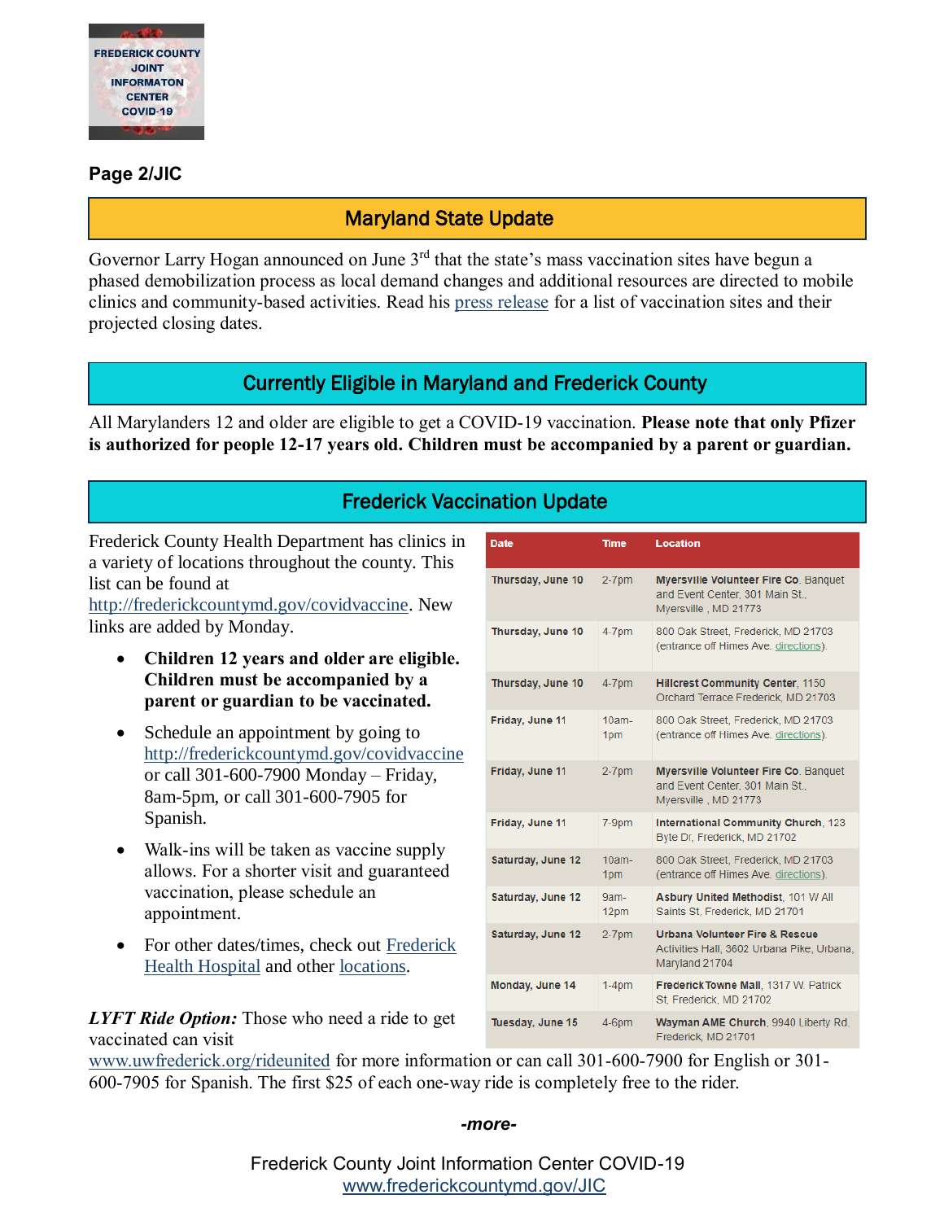**Page 2/JIC**

## Maryland State Update

Governor Larry Hogan announced on June 3rd that the state's mass vaccination sites have begun a phased demobilization process as local demand changes and additional resources are directed to mobile clinics and community-based activities. Read his press release for a list of vaccination sites and their projected closing dates.

## Currently Eligible in Maryland and Frederick County

All Marylanders 12 and older are eligible to get a COVID-19 vaccination. **Please note that only Pfizer is authorized for people 12-17 years old. Children must be accompanied by a parent or guardian.**

## Frederick Vaccination Update

Frederick County Health Department has clinics in a variety of locations throughout the county. This list can be found at http://frederickcountymd.gov/covidvaccine. New links are added by Monday.

- **Children 12 years and older are eligible. Children must be accompanied by a parent or guardian to be vaccinated.**
- Schedule an appointment by going to http://frederickcountymd.gov/covidvaccine or call 301-600-7900 Monday – Friday, 8am-5pm, or call 301-600-7905 for Spanish.
- Walk-ins will be taken as vaccine supply allows. For a shorter visit and guaranteed vaccination, please schedule an appointment.
- For other dates/times, check out Frederick Health Hospital and other locations.

| Date | Time | Location |
|---|---|---|
| Thursday, June 10 | 2-7pm | **Myersville Volunteer Fire Co.** Banquet and Event Center, 301 Main St., Myersville , MD 21773 |
| Thursday, June 10 | 4-7pm | 800 Oak Street, Frederick, MD 21703 (entrance off Himes Ave. directions). |
| Thursday, June 10 | 4-7pm | **Hillcrest Community Center**, 1150 Orchard Terrace Frederick, MD 21703 |
| Friday, June 11 | 10am-1pm | 800 Oak Street, Frederick, MD 21703 (entrance off Himes Ave. directions). |
| Friday, June 11 | 2-7pm | **Myersville Volunteer Fire Co.** Banquet and Event Center, 301 Main St., Myersville , MD 21773 |
| Friday, June 11 | 7-9pm | **International Community Church**, 123 Byte Dr, Frederick, MD 21702 |
| Saturday, June 12 | 10am-1pm | 800 Oak Street, Frederick, MD 21703 (entrance off Himes Ave. directions). |
| Saturday, June 12 | 9am-12pm | **Asbury United Methodist**, 101 W All Saints St, Frederick, MD 21701 |
| Saturday, June 12 | 2-7pm | **Urbana Volunteer Fire & Rescue** Activities Hall, 3602 Urbana Pike, Urbana, Maryland 21704 |
| Monday, June 14 | 1-4pm | **Frederick Towne Mall**, 1317 W. Patrick St, Frederick, MD 21702 |
| Tuesday, June 15 | 4-6pm | **Wayman AME Church**, 9940 Liberty Rd, Frederick, MD 21701 |

***LYFT Ride Option:*** Those who need a ride to get vaccinated can visit www.uwfrederick.org/rideunited for more information or can call 301-600-7900 for English or 301-600-7905 for Spanish. The first $25 of each one-way ride is completely free to the rider.

*-more-*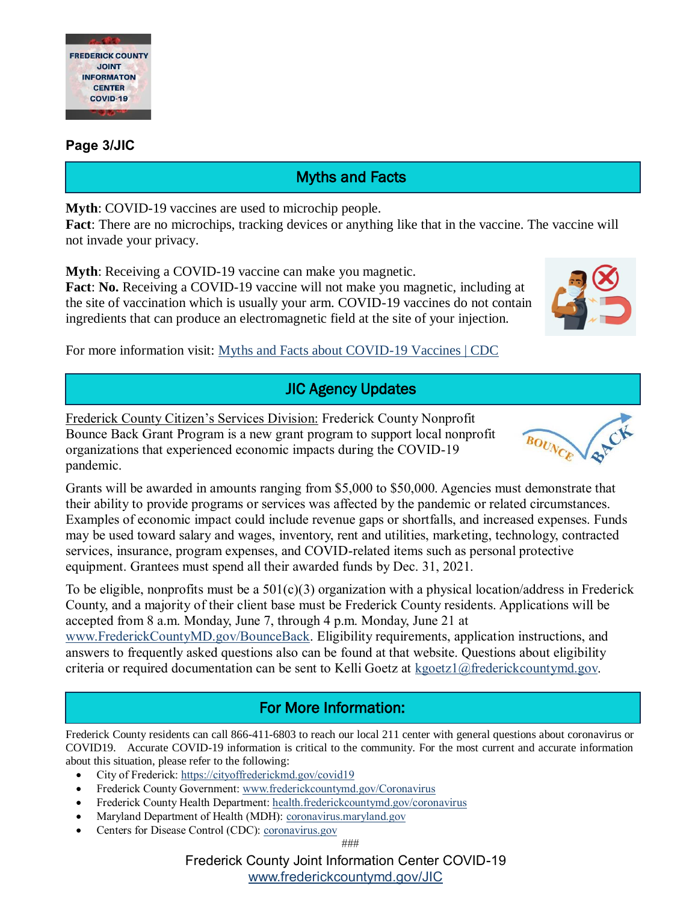**Page 3/JIC**

## Myths and Facts

**Myth**: COVID-19 vaccines are used to microchip people.
**Fact**: There are no microchips, tracking devices or anything like that in the vaccine. The vaccine will not invade your privacy.

**Myth**: Receiving a COVID-19 vaccine can make you magnetic.
**Fact**: **No.** Receiving a COVID-19 vaccine will not make you magnetic, including at the site of vaccination which is usually your arm. COVID-19 vaccines do not contain ingredients that can produce an electromagnetic field at the site of your injection.

For more information visit: Myths and Facts about COVID-19 Vaccines | CDC

## JIC Agency Updates

Frederick County Citizen's Services Division: Frederick County Nonprofit Bounce Back Grant Program is a new grant program to support local nonprofit organizations that experienced economic impacts during the COVID-19 pandemic.

Grants will be awarded in amounts ranging from $5,000 to $50,000. Agencies must demonstrate that their ability to provide programs or services was affected by the pandemic or related circumstances. Examples of economic impact could include revenue gaps or shortfalls, and increased expenses. Funds may be used toward salary and wages, inventory, rent and utilities, marketing, technology, contracted services, insurance, program expenses, and COVID-related items such as personal protective equipment. Grantees must spend all their awarded funds by Dec. 31, 2021.

To be eligible, nonprofits must be a 501(c)(3) organization with a physical location/address in Frederick County, and a majority of their client base must be Frederick County residents. Applications will be accepted from 8 a.m. Monday, June 7, through 4 p.m. Monday, June 21 at www.FrederickCountyMD.gov/BounceBack. Eligibility requirements, application instructions, and answers to frequently asked questions also can be found at that website. Questions about eligibility criteria or required documentation can be sent to Kelli Goetz at kgoetz1@frederickcountymd.gov.

## For More Information:

Frederick County residents can call 866-411-6803 to reach our local 211 center with general questions about coronavirus or COVID19. Accurate COVID-19 information is critical to the community. For the most current and accurate information about this situation, please refer to the following:

- City of Frederick: https://cityoffrederickmd.gov/covid19
- Frederick County Government: www.frederickcountymd.gov/Coronavirus
- Frederick County Health Department: health.frederickcountymd.gov/coronavirus
- Maryland Department of Health (MDH): coronavirus.maryland.gov
- Centers for Disease Control (CDC): coronavirus.gov

###

Frederick County Joint Information Center COVID-19
www.frederickcountymd.gov/JIC